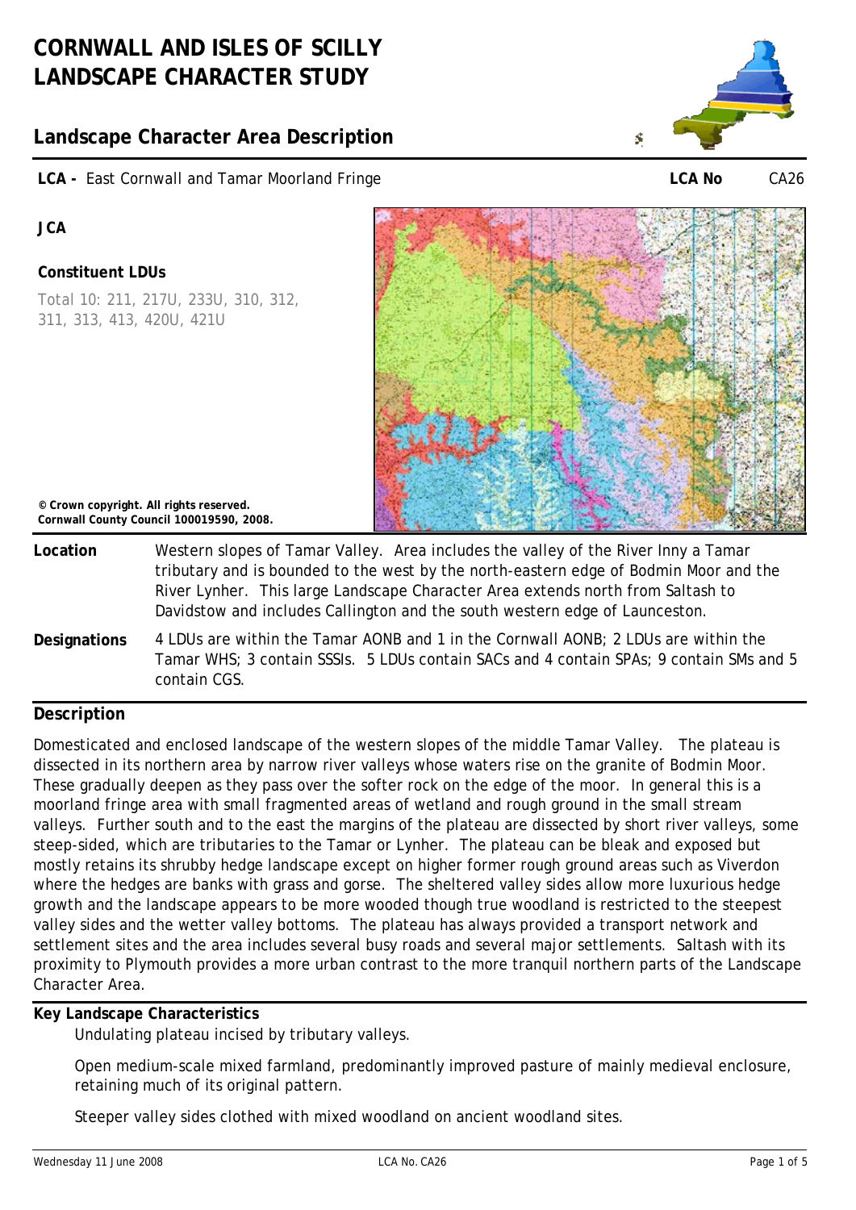# CORNWALL AND ISLES OF SCILLY LANDSCAPE CHARACTER STUDY

## Landscape Character Area Description

**LCA -** East Cornwall and Tamar Moorland Fringe **LCA No** CA26

**JCA**

**Constituent LDUs**

Total 10: 211, 217U, 233U, 310, 312, 311, 313, 413, 420U, 421U

**© Crown copyright. All rights reserved. Cornwall County Council 100019590, 2008.**

**Location** Western slopes of Tamar Valley. Area includes the valley of the River Inny a Tamar tributary and is bounded to the west by the north-eastern edge of Bodmin Moor and the River Lynher. This large Landscape Character Area extends north from Saltash to Davidstow and includes Callington and the south western edge of Launceston.

**Designations** 4 LDUs are within the Tamar AONB and 1 in the Cornwall AONB; 2 LDUs are within the Tamar WHS; 3 contain SSSIs. 5 LDUs contain SACs and 4 contain SPAs; 9 contain SMs and 5 contain CGS.

### Description

Domesticated and enclosed landscape of the western slopes of the middle Tamar Valley. The plateau is dissected in its northern area by narrow river valleys whose waters rise on the granite of Bodmin Moor. These gradually deepen as they pass over the softer rock on the edge of the moor. In general this is a moorland fringe area with small fragmented areas of wetland and rough ground in the small stream valleys. Further south and to the east the margins of the plateau are dissected by short river valleys, some steep-sided, which are tributaries to the Tamar or Lynher. The plateau can be bleak and exposed but mostly retains its shrubby hedge landscape except on higher former rough ground areas such as Viverdon where the hedges are banks with grass and gorse. The sheltered valley sides allow more luxurious hedge growth and the landscape appears to be more wooded though true woodland is restricted to the steepest valley sides and the wetter valley bottoms. The plateau has always provided a transport network and settlement sites and the area includes several busy roads and several major settlements. Saltash with its proximity to Plymouth provides a more urban contrast to the more tranquil northern parts of the Landscape Character Area.

### Key Landscape Characteristics

Undulating plateau incised by tributary valleys.

Open medium-scale mixed farmland, predominantly improved pasture of mainly medieval enclosure, retaining much of its original pattern.

Steeper valley sides clothed with mixed woodland on ancient woodland sites.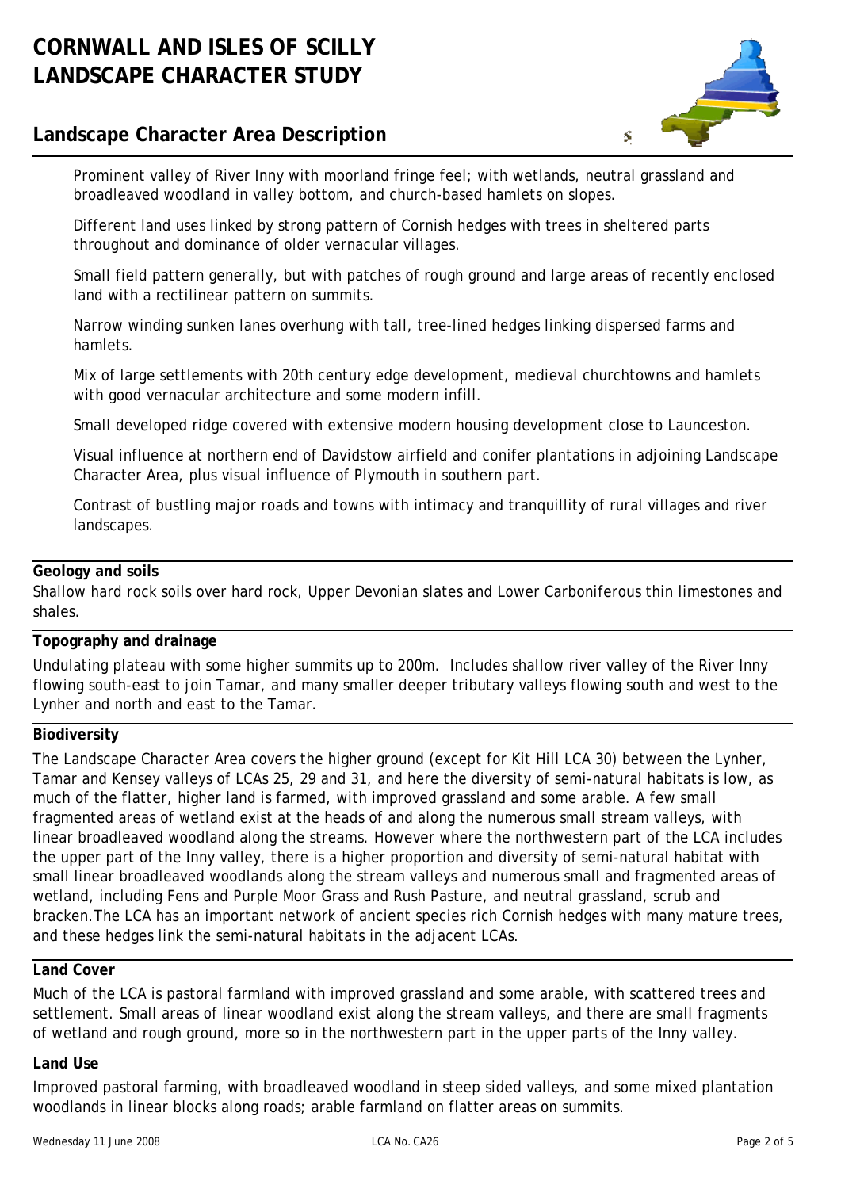Prominent valley of River Inny with moorland fringe feel; with wetlands, neutral grassland and broadleaved woodland in valley bottom, and church-based hamlets on slopes.

Different land uses linked by strong pattern of Cornish hedges with trees in sheltered parts throughout and dominance of older vernacular villages.

Small field pattern generally, but with patches of rough ground and large areas of recently enclosed land with a rectilinear pattern on summits.

Narrow winding sunken lanes overhung with tall, tree-lined hedges linking dispersed farms and hamlets.

Mix of large settlements with 20th century edge development, medieval churchtowns and hamlets with good vernacular architecture and some modern infill.

Small developed ridge covered with extensive modern housing development close to Launceston.

Visual influence at northern end of Davidstow airfield and conifer plantations in adjoining Landscape Character Area, plus visual influence of Plymouth in southern part.

Contrast of bustling major roads and towns with intimacy and tranquillity of rural villages and river landscapes.

**Geology and soils**

Shallow hard rock soils over hard rock, Upper Devonian slates and Lower Carboniferous thin limestones and shales.

**Topography and drainage**

Undulating plateau with some higher summits up to 200m. Includes shallow river valley of the River Inny flowing south-east to join Tamar, and many smaller deeper tributary valleys flowing south and west to the Lynher and north and east to the Tamar.

**Biodiversity**

The Landscape Character Area covers the higher ground (except for Kit Hill LCA 30) between the Lynher, Tamar and Kensey valleys of LCAs 25, 29 and 31, and here the diversity of semi-natural habitats is low, as much of the flatter, higher land is farmed, with improved grassland and some arable. A few small fragmented areas of wetland exist at the heads of and along the numerous small stream valleys, with linear broadleaved woodland along the streams. However where the northwestern part of the LCA includes the upper part of the Inny valley, there is a higher proportion and diversity of semi-natural habitat with small linear broadleaved woodlands along the stream valleys and numerous small and fragmented areas of wetland, including Fens and Purple Moor Grass and Rush Pasture, and neutral grassland, scrub and bracken.The LCA has an important network of ancient species rich Cornish hedges with many mature trees, and these hedges link the semi-natural habitats in the adjacent LCAs.

**Land Cover**

Much of the LCA is pastoral farmland with improved grassland and some arable, with scattered trees and settlement. Small areas of linear woodland exist along the stream valleys, and there are small fragments of wetland and rough ground, more so in the northwestern part in the upper parts of the Inny valley.

**Land Use**

Improved pastoral farming, with broadleaved woodland in steep sided valleys, and some mixed plantation woodlands in linear blocks along roads; arable farmland on flatter areas on summits.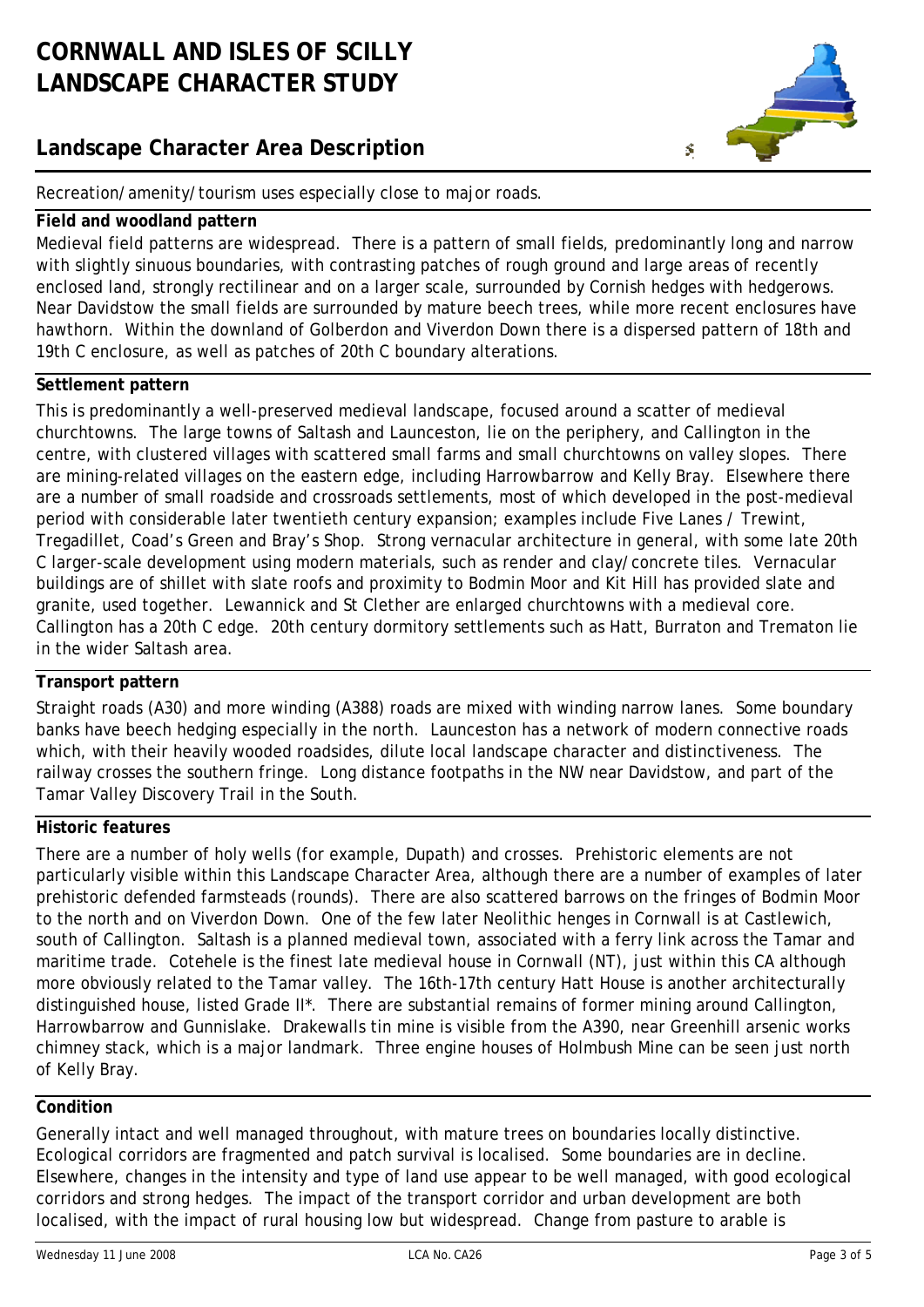Recreation/amenity/tourism uses especially close to major roads.

**Field and woodland pattern**

Medieval field patterns are widespread. There is a pattern of small fields, predominantly long and narrow with slightly sinuous boundaries, with contrasting patches of rough ground and large areas of recently enclosed land, strongly rectilinear and on a larger scale, surrounded by Cornish hedges with hedgerows. Near Davidstow the small fields are surrounded by mature beech trees, while more recent enclosures have hawthorn. Within the downland of Golberdon and Viverdon Down there is a dispersed pattern of 18th and 19th C enclosure, as well as patches of 20th C boundary alterations.

**Settlement pattern**

This is predominantly a well-preserved medieval landscape, focused around a scatter of medieval churchtowns. The large towns of Saltash and Launceston, lie on the periphery, and Callington in the centre, with clustered villages with scattered small farms and small churchtowns on valley slopes. There are mining-related villages on the eastern edge, including Harrowbarrow and Kelly Bray. Elsewhere there are a number of small roadside and crossroads settlements, most of which developed in the post-medieval period with considerable later twentieth century expansion; examples include Five Lanes / Trewint, Tregadillet, Coad's Green and Bray's Shop. Strong vernacular architecture in general, with some late 20th C larger-scale development using modern materials, such as render and clay/concrete tiles. Vernacular buildings are of shillet with slate roofs and proximity to Bodmin Moor and Kit Hill has provided slate and granite, used together. Lewannick and St Clether are enlarged churchtowns with a medieval core. Callington has a 20th C edge. 20th century dormitory settlements such as Hatt, Burraton and Trematon lie in the wider Saltash area.

**Transport pattern**

Straight roads (A30) and more winding (A388) roads are mixed with winding narrow lanes. Some boundary banks have beech hedging especially in the north. Launceston has a network of modern connective roads which, with their heavily wooded roadsides, dilute local landscape character and distinctiveness. The railway crosses the southern fringe. Long distance footpaths in the NW near Davidstow, and part of the Tamar Valley Discovery Trail in the South.

**Historic features**

There are a number of holy wells (for example, Dupath) and crosses. Prehistoric elements are not particularly visible within this Landscape Character Area, although there are a number of examples of later prehistoric defended farmsteads (rounds). There are also scattered barrows on the fringes of Bodmin Moor to the north and on Viverdon Down. One of the few later Neolithic henges in Cornwall is at Castlewich, south of Callington. Saltash is a planned medieval town, associated with a ferry link across the Tamar and maritime trade. Cotehele is the finest late medieval house in Cornwall (NT), just within this CA although more obviously related to the Tamar valley. The 16th-17th century Hatt House is another architecturally distinguished house, listed Grade II*. There are substantial remains of former mining around Callington, Harrowbarrow and Gunnislake. Drakewalls tin mine is visible from the A390, near Greenhill arsenic works chimney stack, which is a major landmark. Three engine houses of Holmbush Mine can be seen just north of Kelly Bray.

**Condition**

Generally intact and well managed throughout, with mature trees on boundaries locally distinctive. Ecological corridors are fragmented and patch survival is localised. Some boundaries are in decline. Elsewhere, changes in the intensity and type of land use appear to be well managed, with good ecological corridors and strong hedges. The impact of the transport corridor and urban development are both localised, with the impact of rural housing low but widespread. Change from pasture to arable is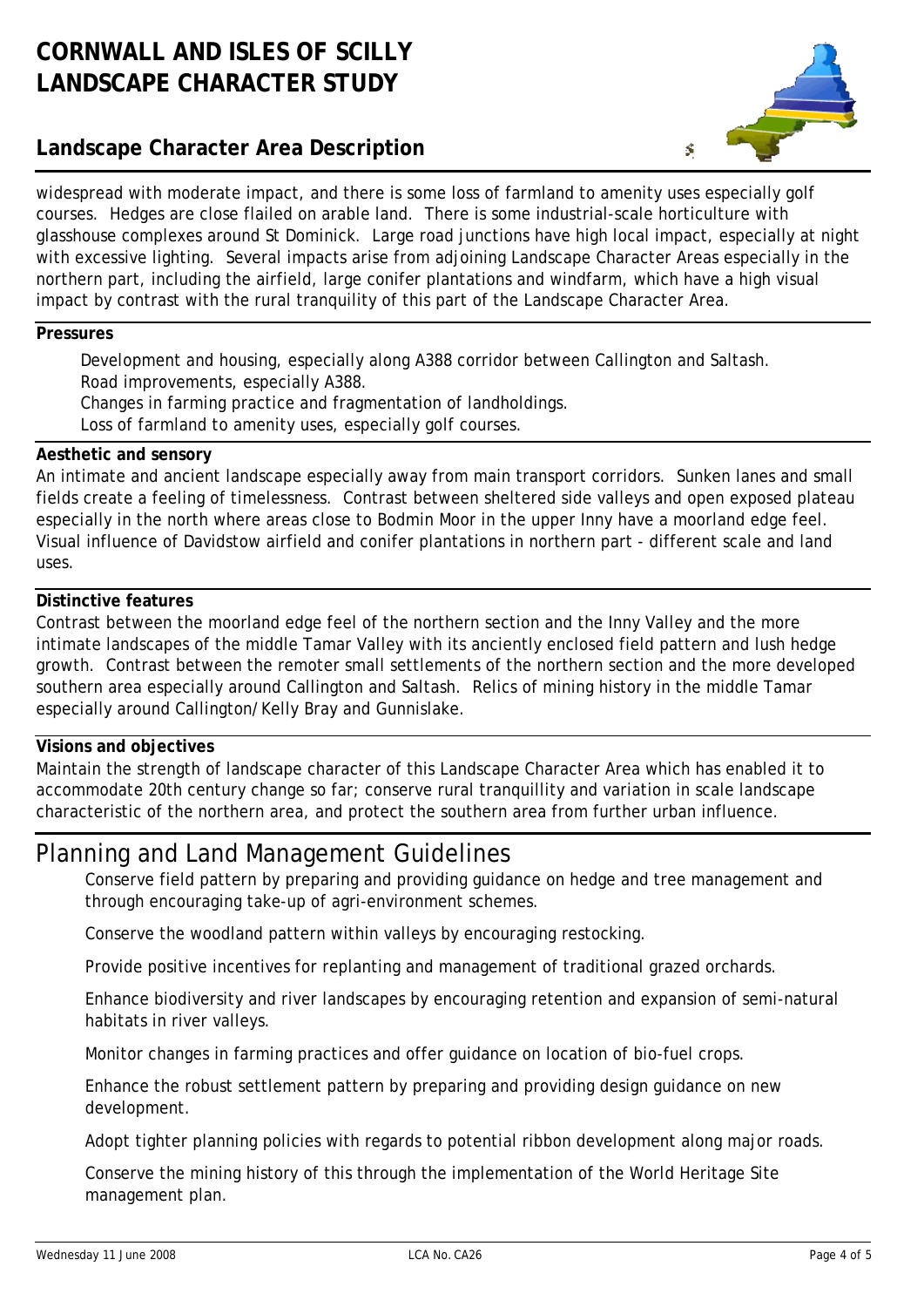widespread with moderate impact, and there is some loss of farmland to amenity uses especially golf courses. Hedges are close flailed on arable land. There is some industrial-scale horticulture with glasshouse complexes around St Dominick. Large road junctions have high local impact, especially at night with excessive lighting. Several impacts arise from adjoining Landscape Character Areas especially in the northern part, including the airfield, large conifer plantations and windfarm, which have a high visual impact by contrast with the rural tranquility of this part of the Landscape Character Area.

**Pressures**

Development and housing, especially along A388 corridor between Callington and Saltash.
Road improvements, especially A388.
Changes in farming practice and fragmentation of landholdings.
Loss of farmland to amenity uses, especially golf courses.

**Aesthetic and sensory**

An intimate and ancient landscape especially away from main transport corridors. Sunken lanes and small fields create a feeling of timelessness. Contrast between sheltered side valleys and open exposed plateau especially in the north where areas close to Bodmin Moor in the upper Inny have a moorland edge feel. Visual influence of Davidstow airfield and conifer plantations in northern part - different scale and land uses.

**Distinctive features**

Contrast between the moorland edge feel of the northern section and the Inny Valley and the more intimate landscapes of the middle Tamar Valley with its anciently enclosed field pattern and lush hedge growth. Contrast between the remoter small settlements of the northern section and the more developed southern area especially around Callington and Saltash. Relics of mining history in the middle Tamar especially around Callington/Kelly Bray and Gunnislake.

**Visions and objectives**

Maintain the strength of landscape character of this Landscape Character Area which has enabled it to accommodate 20th century change so far; conserve rural tranquillity and variation in scale landscape characteristic of the northern area, and protect the southern area from further urban influence.

# Planning and Land Management Guidelines

Conserve field pattern by preparing and providing guidance on hedge and tree management and through encouraging take-up of agri-environment schemes.

Conserve the woodland pattern within valleys by encouraging restocking.

Provide positive incentives for replanting and management of traditional grazed orchards.

Enhance biodiversity and river landscapes by encouraging retention and expansion of semi-natural habitats in river valleys.

Monitor changes in farming practices and offer guidance on location of bio-fuel crops.

Enhance the robust settlement pattern by preparing and providing design guidance on new development.

Adopt tighter planning policies with regards to potential ribbon development along major roads.

Conserve the mining history of this through the implementation of the World Heritage Site management plan.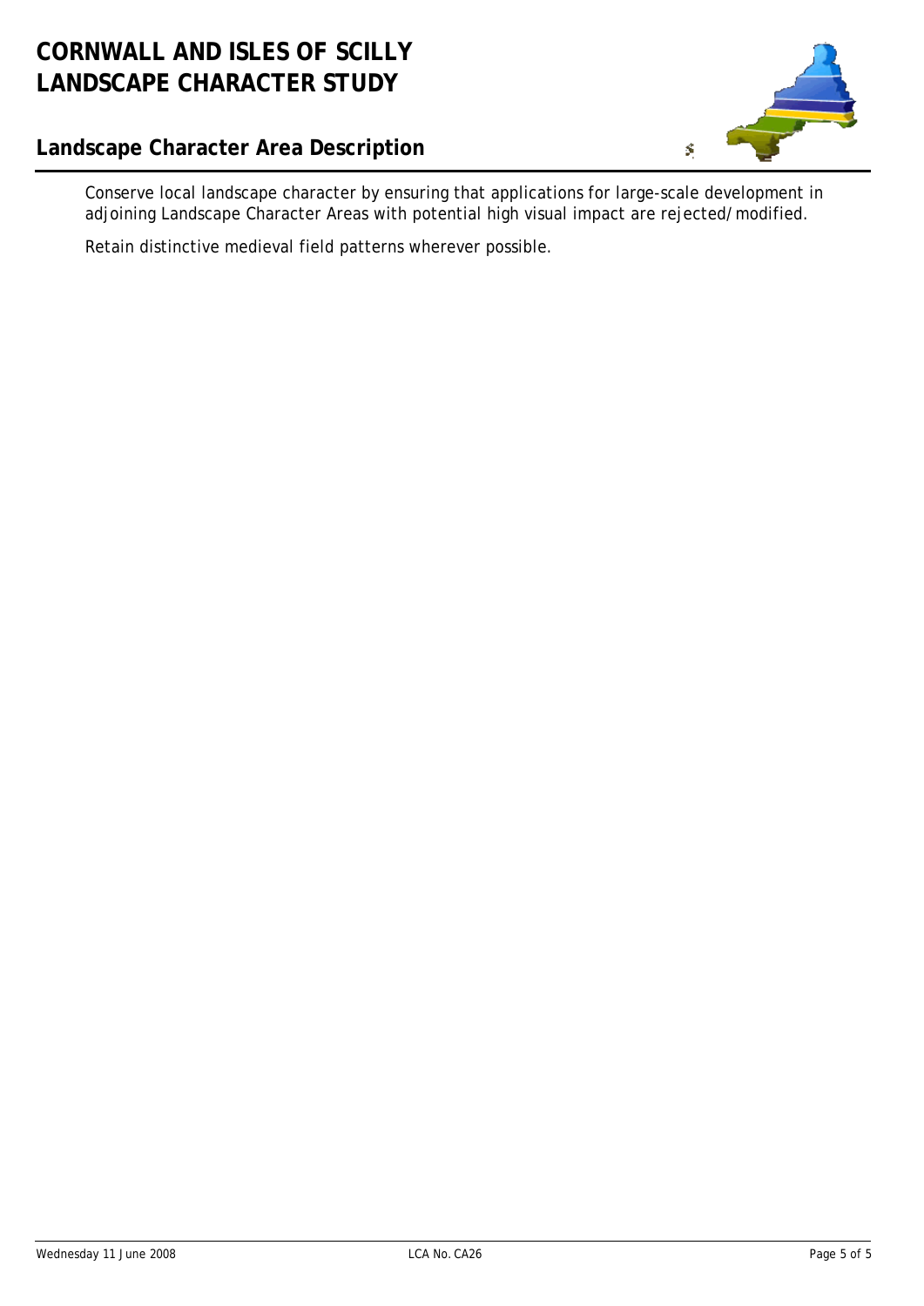Conserve local landscape character by ensuring that applications for large-scale development in adjoining Landscape Character Areas with potential high visual impact are rejected/modified.

Retain distinctive medieval field patterns wherever possible.